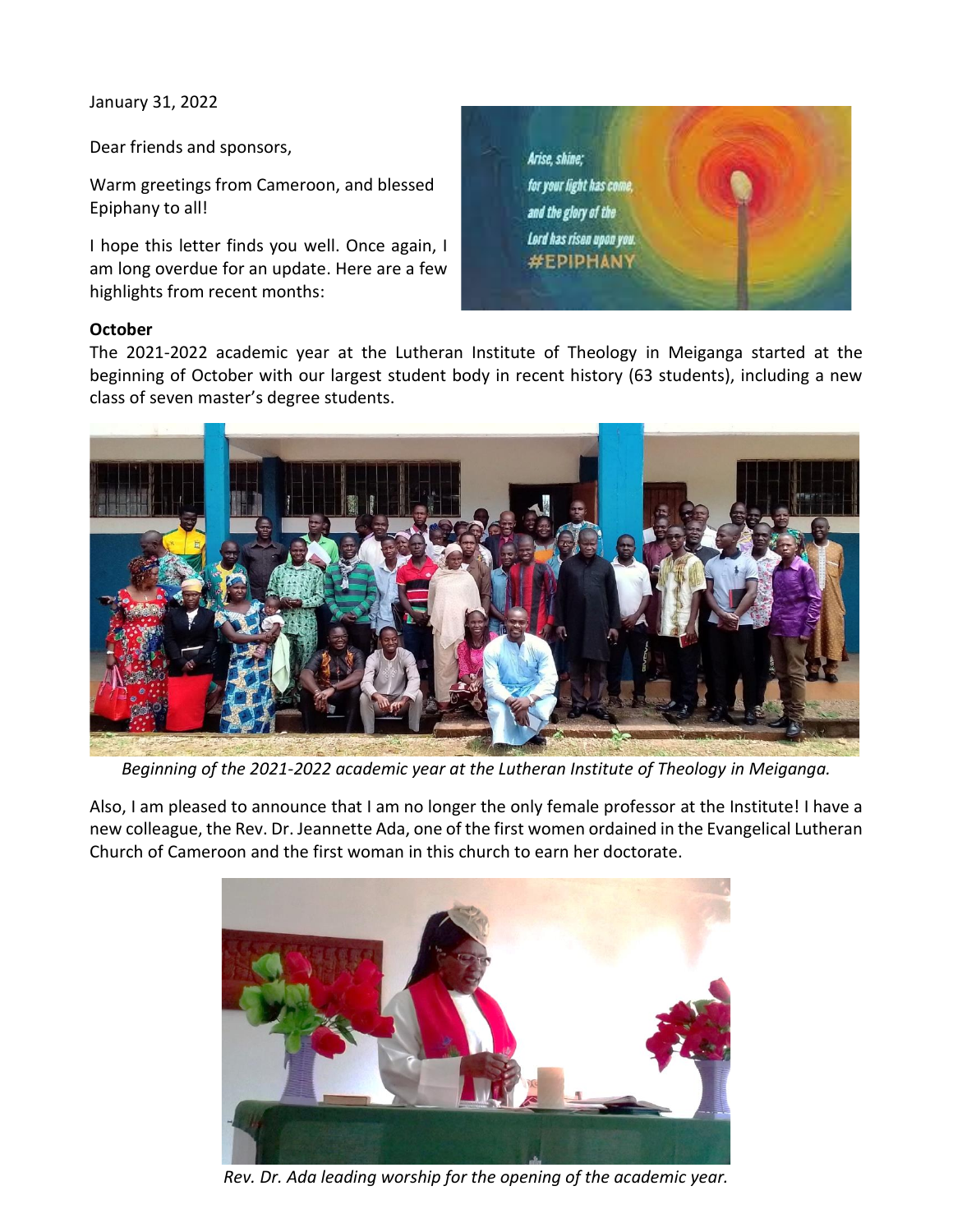January 31, 2022

Dear friends and sponsors,

Warm greetings from Cameroon, and blessed Epiphany to all!

I hope this letter finds you well. Once again, I am long overdue for an update. Here are a few highlights from recent months:

**October**

The 2021-2022 academic year at the Lutheran Institute of Theology in Meiganga started at the beginning of October with our largest student body in recent history (63 students), including a new class of seven master's degree students.

*Beginning of the 2021-2022 academic year at the Lutheran Institute of Theology in Meiganga.*

Also, I am pleased to announce that I am no longer the only female professor at the Institute! I have a new colleague, the Rev. Dr. Jeannette Ada, one of the first women ordained in the Evangelical Lutheran Church of Cameroon and the first woman in this church to earn her doctorate.

*Rev. Dr. Ada leading worship for the opening of the academic year.*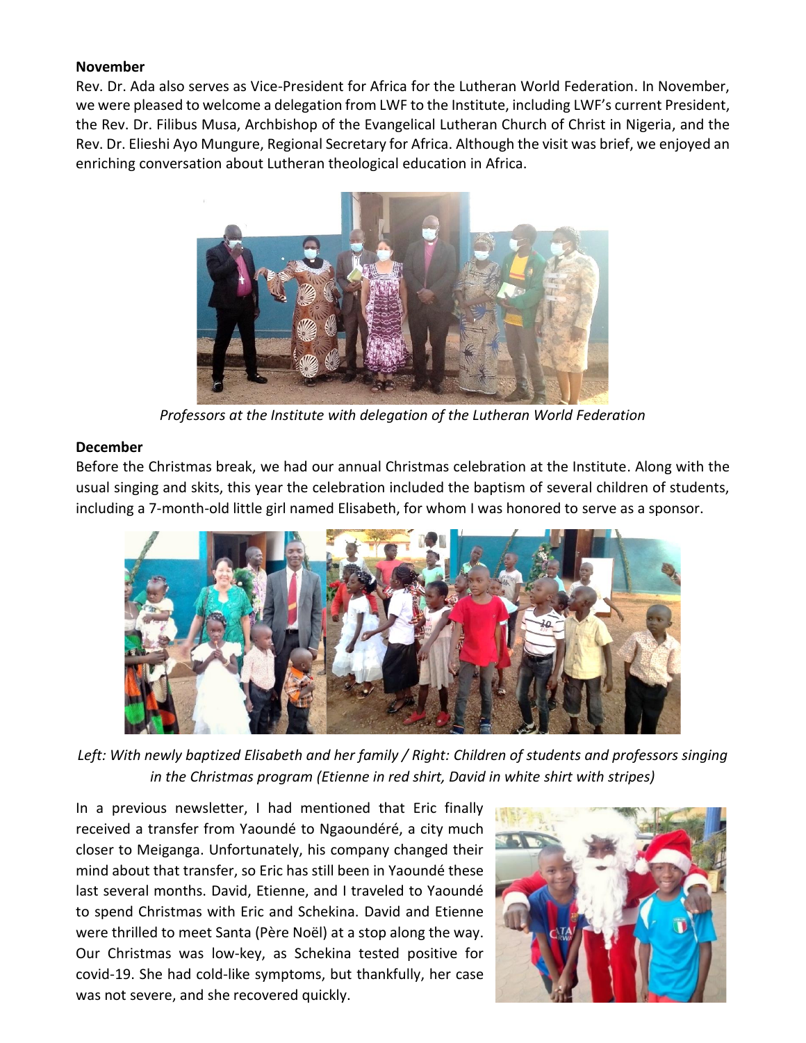**November**

Rev. Dr. Ada also serves as Vice-President for Africa for the Lutheran World Federation. In November, we were pleased to welcome a delegation from LWF to the Institute, including LWF's current President, the Rev. Dr. Filibus Musa, Archbishop of the Evangelical Lutheran Church of Christ in Nigeria, and the Rev. Dr. Elieshi Ayo Mungure, Regional Secretary for Africa. Although the visit was brief, we enjoyed an enriching conversation about Lutheran theological education in Africa.

*Professors at the Institute with delegation of the Lutheran World Federation*

**December**

Before the Christmas break, we had our annual Christmas celebration at the Institute. Along with the usual singing and skits, this year the celebration included the baptism of several children of students, including a 7-month-old little girl named Elisabeth, for whom I was honored to serve as a sponsor.

*Left: With newly baptized Elisabeth and her family / Right: Children of students and professors singing in the Christmas program (Etienne in red shirt, David in white shirt with stripes)*

In a previous newsletter, I had mentioned that Eric finally received a transfer from Yaoundé to Ngaoundéré, a city much closer to Meiganga. Unfortunately, his company changed their mind about that transfer, so Eric has still been in Yaoundé these last several months. David, Etienne, and I traveled to Yaoundé to spend Christmas with Eric and Schekina. David and Etienne were thrilled to meet Santa (Père Noël) at a stop along the way. Our Christmas was low-key, as Schekina tested positive for covid-19. She had cold-like symptoms, but thankfully, her case was not severe, and she recovered quickly.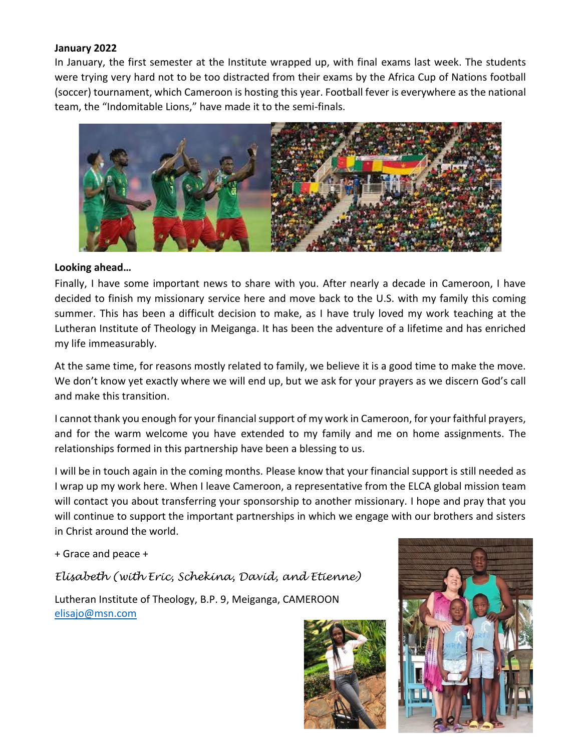**January 2022**

In January, the first semester at the Institute wrapped up, with final exams last week. The students were trying very hard not to be too distracted from their exams by the Africa Cup of Nations football (soccer) tournament, which Cameroon is hosting this year. Football fever is everywhere as the national team, the "Indomitable Lions," have made it to the semi-finals.

**Looking ahead…**

Finally, I have some important news to share with you. After nearly a decade in Cameroon, I have decided to finish my missionary service here and move back to the U.S. with my family this coming summer. This has been a difficult decision to make, as I have truly loved my work teaching at the Lutheran Institute of Theology in Meiganga. It has been the adventure of a lifetime and has enriched my life immeasurably.

At the same time, for reasons mostly related to family, we believe it is a good time to make the move. We don't know yet exactly where we will end up, but we ask for your prayers as we discern God's call and make this transition.

I cannot thank you enough for your financial support of my work in Cameroon, for your faithful prayers, and for the warm welcome you have extended to my family and me on home assignments. The relationships formed in this partnership have been a blessing to us.

I will be in touch again in the coming months. Please know that your financial support is still needed as I wrap up my work here. When I leave Cameroon, a representative from the ELCA global mission team will contact you about transferring your sponsorship to another missionary. I hope and pray that you will continue to support the important partnerships in which we engage with our brothers and sisters in Christ around the world.

+ Grace and peace +

*Elisabeth (with Eric, Schekina, David, and Etienne)*

Lutheran Institute of Theology, B.P. 9, Meiganga, CAMEROON
elisajo@msn.com